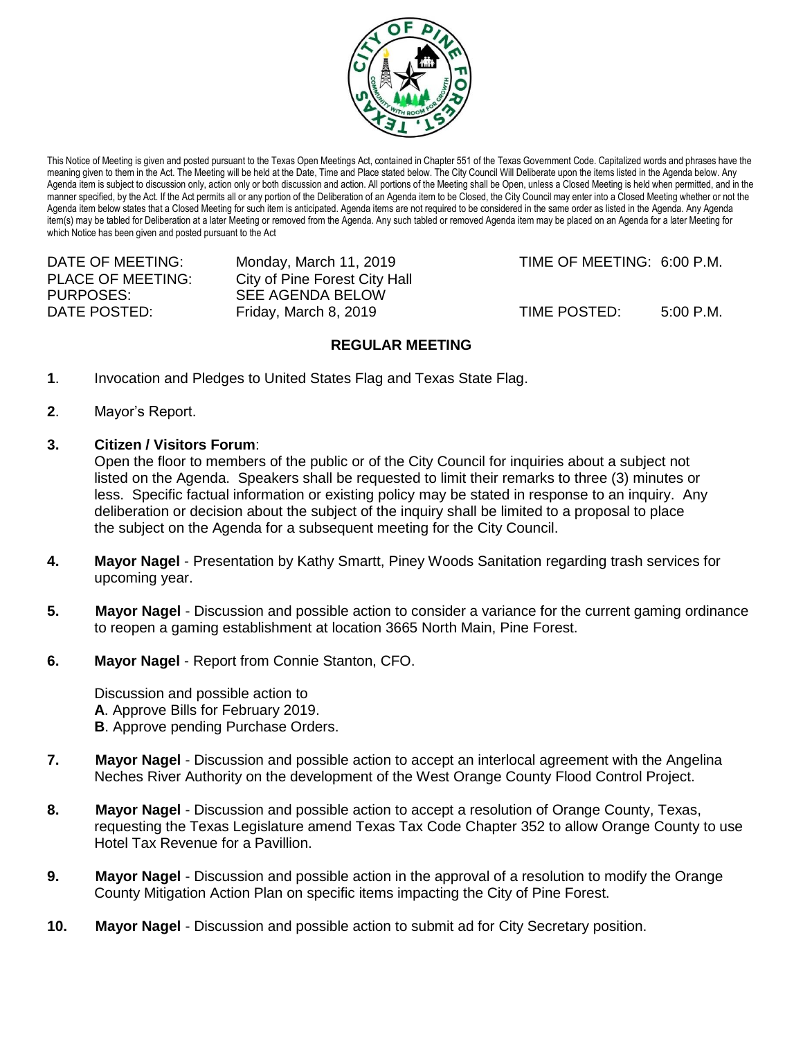This Notice of Meeting is given and posted pursuant to the Texas Open Meetings Act, contained in Chapter 551 of the Texas Government Code. Capitalized words and phrases have the meaning given to them in the Act. The Meeting will be held at the Date, Time and Place stated below. The City Council Will Deliberate upon the items listed in the Agenda below. Any Agenda item is subject to discussion only, action only or both discussion and action. All portions of the Meeting shall be Open, unless a Closed Meeting is held when permitted, and in the manner specified, by the Act. If the Act permits all or any portion of the Deliberation of an Agenda item to be Closed, the City Council may enter into a Closed Meeting whether or not the Agenda item below states that a Closed Meeting for such item is anticipated. Agenda items are not required to be considered in the same order as listed in the Agenda. Any Agenda item(s) may be tabled for Deliberation at a later Meeting or removed from the Agenda. Any such tabled or removed Agenda item may be placed on an Agenda for a later Meeting for which Notice has been given and posted pursuant to the Act

| | | | |
|---|---|---|---|
| DATE OF MEETING: | Monday, March 11, 2019 | TIME OF MEETING: | 6:00 P.M. |
| PLACE OF MEETING: | City of Pine Forest City Hall | | |
| PURPOSES: | SEE AGENDA BELOW | | |
| DATE POSTED: | Friday, March 8, 2019 | TIME POSTED: | 5:00 P.M. |

## REGULAR MEETING

**1**. Invocation and Pledges to United States Flag and Texas State Flag.

**2**. Mayor's Report.

**3. Citizen / Visitors Forum**:
Open the floor to members of the public or of the City Council for inquiries about a subject not listed on the Agenda. Speakers shall be requested to limit their remarks to three (3) minutes or less. Specific factual information or existing policy may be stated in response to an inquiry. Any deliberation or decision about the subject of the inquiry shall be limited to a proposal to place the subject on the Agenda for a subsequent meeting for the City Council.

**4. Mayor Nagel** - Presentation by Kathy Smartt, Piney Woods Sanitation regarding trash services for upcoming year.

**5. Mayor Nagel** - Discussion and possible action to consider a variance for the current gaming ordinance to reopen a gaming establishment at location 3665 North Main, Pine Forest.

**6. Mayor Nagel** - Report from Connie Stanton, CFO.

Discussion and possible action to
**A**. Approve Bills for February 2019.
**B**. Approve pending Purchase Orders.

**7. Mayor Nagel** - Discussion and possible action to accept an interlocal agreement with the Angelina Neches River Authority on the development of the West Orange County Flood Control Project.

**8. Mayor Nagel** - Discussion and possible action to accept a resolution of Orange County, Texas, requesting the Texas Legislature amend Texas Tax Code Chapter 352 to allow Orange County to use Hotel Tax Revenue for a Pavillion.

**9. Mayor Nagel** - Discussion and possible action in the approval of a resolution to modify the Orange County Mitigation Action Plan on specific items impacting the City of Pine Forest.

**10. Mayor Nagel** - Discussion and possible action to submit ad for City Secretary position.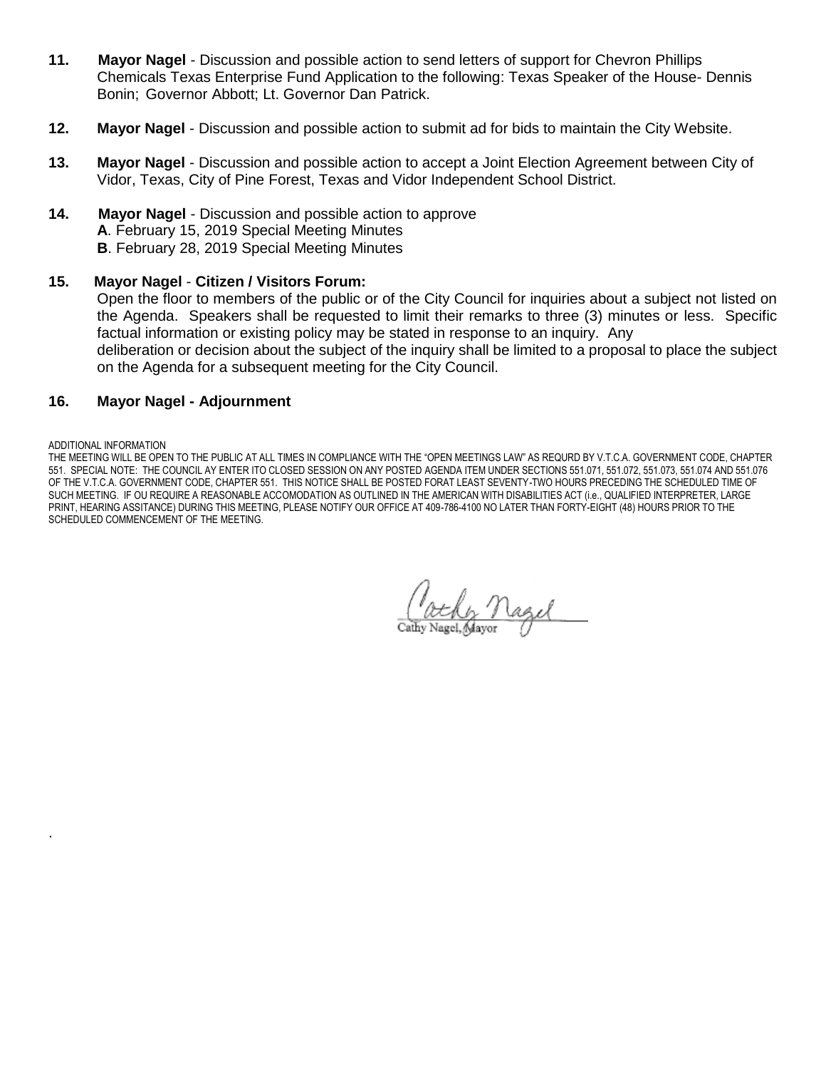11. **Mayor Nagel** - Discussion and possible action to send letters of support for Chevron Phillips Chemicals Texas Enterprise Fund Application to the following: Texas Speaker of the House- Dennis Bonin; Governor Abbott; Lt. Governor Dan Patrick.

12. **Mayor Nagel** - Discussion and possible action to submit ad for bids to maintain the City Website.

13. **Mayor Nagel** - Discussion and possible action to accept a Joint Election Agreement between City of Vidor, Texas, City of Pine Forest, Texas and Vidor Independent School District.

14. **Mayor Nagel** - Discussion and possible action to approve
    **A**. February 15, 2019 Special Meeting Minutes
    **B**. February 28, 2019 Special Meeting Minutes

15. **Mayor Nagel** - **Citizen / Visitors Forum:**
    Open the floor to members of the public or of the City Council for inquiries about a subject not listed on the Agenda. Speakers shall be requested to limit their remarks to three (3) minutes or less. Specific factual information or existing policy may be stated in response to an inquiry. Any deliberation or decision about the subject of the inquiry shall be limited to a proposal to place the subject on the Agenda for a subsequent meeting for the City Council.

16. **Mayor Nagel - Adjournment**

ADDITIONAL INFORMATION
THE MEETING WILL BE OPEN TO THE PUBLIC AT ALL TIMES IN COMPLIANCE WITH THE "OPEN MEETINGS LAW" AS REQURD BY V.T.C.A. GOVERNMENT CODE, CHAPTER 551. SPECIAL NOTE: THE COUNCIL AY ENTER ITO CLOSED SESSION ON ANY POSTED AGENDA ITEM UNDER SECTIONS 551.071, 551.072, 551.073, 551.074 AND 551.076 OF THE V.T.C.A. GOVERNMENT CODE, CHAPTER 551. THIS NOTICE SHALL BE POSTED FORAT LEAST SEVENTY-TWO HOURS PRECEDING THE SCHEDULED TIME OF SUCH MEETING. IF OU REQUIRE A REASONABLE ACCOMODATION AS OUTLINED IN THE AMERICAN WITH DISABILITIES ACT (i.e., QUALIFIED INTERPRETER, LARGE PRINT, HEARING ASSITANCE) DURING THIS MEETING, PLEASE NOTIFY OUR OFFICE AT 409-786-4100 NO LATER THAN FORTY-EIGHT (48) HOURS PRIOR TO THE SCHEDULED COMMENCEMENT OF THE MEETING.

Cathy Nagel
Cathy Nagel, Mayor

.